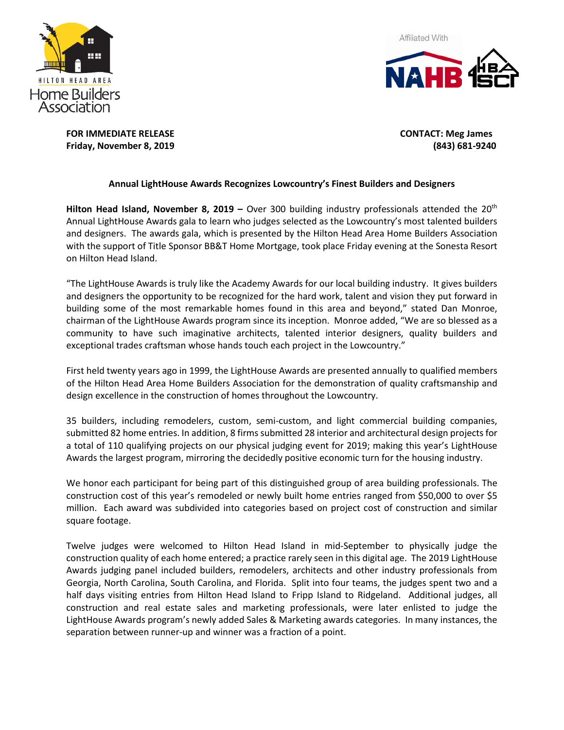HILTON HEAD AREA
Home Builders Association

Affiliated With NAHB HBA SC

**FOR IMMEDIATE RELEASE**
**Friday, November 8, 2019**

**CONTACT: Meg James**
**(843) 681-9240**

**Annual LightHouse Awards Recognizes Lowcountry's Finest Builders and Designers**

**Hilton Head Island, November 8, 2019 –** Over 300 building industry professionals attended the 20th Annual LightHouse Awards gala to learn who judges selected as the Lowcountry's most talented builders and designers. The awards gala, which is presented by the Hilton Head Area Home Builders Association with the support of Title Sponsor BB&T Home Mortgage, took place Friday evening at the Sonesta Resort on Hilton Head Island.

"The LightHouse Awards is truly like the Academy Awards for our local building industry. It gives builders and designers the opportunity to be recognized for the hard work, talent and vision they put forward in building some of the most remarkable homes found in this area and beyond," stated Dan Monroe, chairman of the LightHouse Awards program since its inception. Monroe added, "We are so blessed as a community to have such imaginative architects, talented interior designers, quality builders and exceptional trades craftsman whose hands touch each project in the Lowcountry."

First held twenty years ago in 1999, the LightHouse Awards are presented annually to qualified members of the Hilton Head Area Home Builders Association for the demonstration of quality craftsmanship and design excellence in the construction of homes throughout the Lowcountry.

35 builders, including remodelers, custom, semi-custom, and light commercial building companies, submitted 82 home entries. In addition, 8 firms submitted 28 interior and architectural design projects for a total of 110 qualifying projects on our physical judging event for 2019; making this year's LightHouse Awards the largest program, mirroring the decidedly positive economic turn for the housing industry.

We honor each participant for being part of this distinguished group of area building professionals. The construction cost of this year's remodeled or newly built home entries ranged from $50,000 to over $5 million. Each award was subdivided into categories based on project cost of construction and similar square footage.

Twelve judges were welcomed to Hilton Head Island in mid-September to physically judge the construction quality of each home entered; a practice rarely seen in this digital age. The 2019 LightHouse Awards judging panel included builders, remodelers, architects and other industry professionals from Georgia, North Carolina, South Carolina, and Florida. Split into four teams, the judges spent two and a half days visiting entries from Hilton Head Island to Fripp Island to Ridgeland. Additional judges, all construction and real estate sales and marketing professionals, were later enlisted to judge the LightHouse Awards program's newly added Sales & Marketing awards categories. In many instances, the separation between runner-up and winner was a fraction of a point.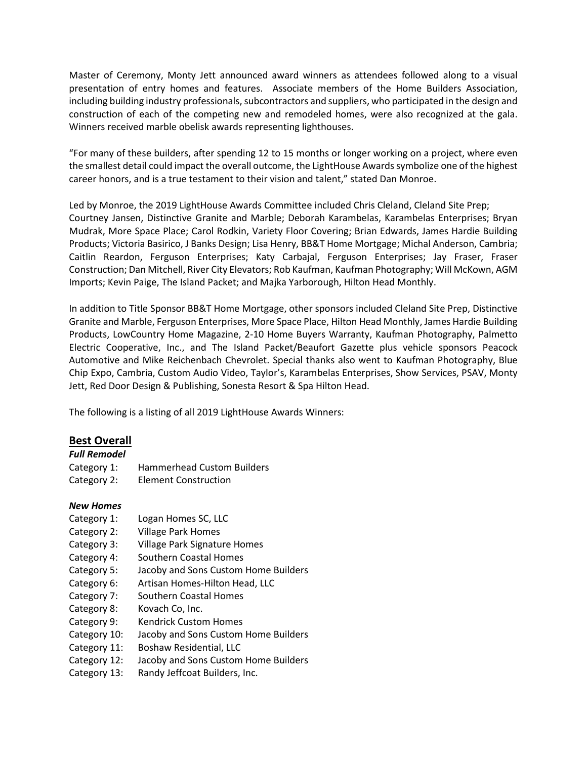Master of Ceremony, Monty Jett announced award winners as attendees followed along to a visual presentation of entry homes and features. Associate members of the Home Builders Association, including building industry professionals, subcontractors and suppliers, who participated in the design and construction of each of the competing new and remodeled homes, were also recognized at the gala. Winners received marble obelisk awards representing lighthouses.

"For many of these builders, after spending 12 to 15 months or longer working on a project, where even the smallest detail could impact the overall outcome, the LightHouse Awards symbolize one of the highest career honors, and is a true testament to their vision and talent," stated Dan Monroe.

Led by Monroe, the 2019 LightHouse Awards Committee included Chris Cleland, Cleland Site Prep; Courtney Jansen, Distinctive Granite and Marble; Deborah Karambelas, Karambelas Enterprises; Bryan Mudrak, More Space Place; Carol Rodkin, Variety Floor Covering; Brian Edwards, James Hardie Building Products; Victoria Basirico, J Banks Design; Lisa Henry, BB&T Home Mortgage; Michal Anderson, Cambria; Caitlin Reardon, Ferguson Enterprises; Katy Carbajal, Ferguson Enterprises; Jay Fraser, Fraser Construction; Dan Mitchell, River City Elevators; Rob Kaufman, Kaufman Photography; Will McKown, AGM Imports; Kevin Paige, The Island Packet; and Majka Yarborough, Hilton Head Monthly.

In addition to Title Sponsor BB&T Home Mortgage, other sponsors included Cleland Site Prep, Distinctive Granite and Marble, Ferguson Enterprises, More Space Place, Hilton Head Monthly, James Hardie Building Products, LowCountry Home Magazine, 2-10 Home Buyers Warranty, Kaufman Photography, Palmetto Electric Cooperative, Inc., and The Island Packet/Beaufort Gazette plus vehicle sponsors Peacock Automotive and Mike Reichenbach Chevrolet. Special thanks also went to Kaufman Photography, Blue Chip Expo, Cambria, Custom Audio Video, Taylor's, Karambelas Enterprises, Show Services, PSAV, Monty Jett, Red Door Design & Publishing, Sonesta Resort & Spa Hilton Head.

The following is a listing of all 2019 LightHouse Awards Winners:

## Best Overall

***Full Remodel***

Category 1: Hammerhead Custom Builders
Category 2: Element Construction

***New Homes***

Category 1: Logan Homes SC, LLC
Category 2: Village Park Homes
Category 3: Village Park Signature Homes
Category 4: Southern Coastal Homes
Category 5: Jacoby and Sons Custom Home Builders
Category 6: Artisan Homes-Hilton Head, LLC
Category 7: Southern Coastal Homes
Category 8: Kovach Co, Inc.
Category 9: Kendrick Custom Homes
Category 10: Jacoby and Sons Custom Home Builders
Category 11: Boshaw Residential, LLC
Category 12: Jacoby and Sons Custom Home Builders
Category 13: Randy Jeffcoat Builders, Inc.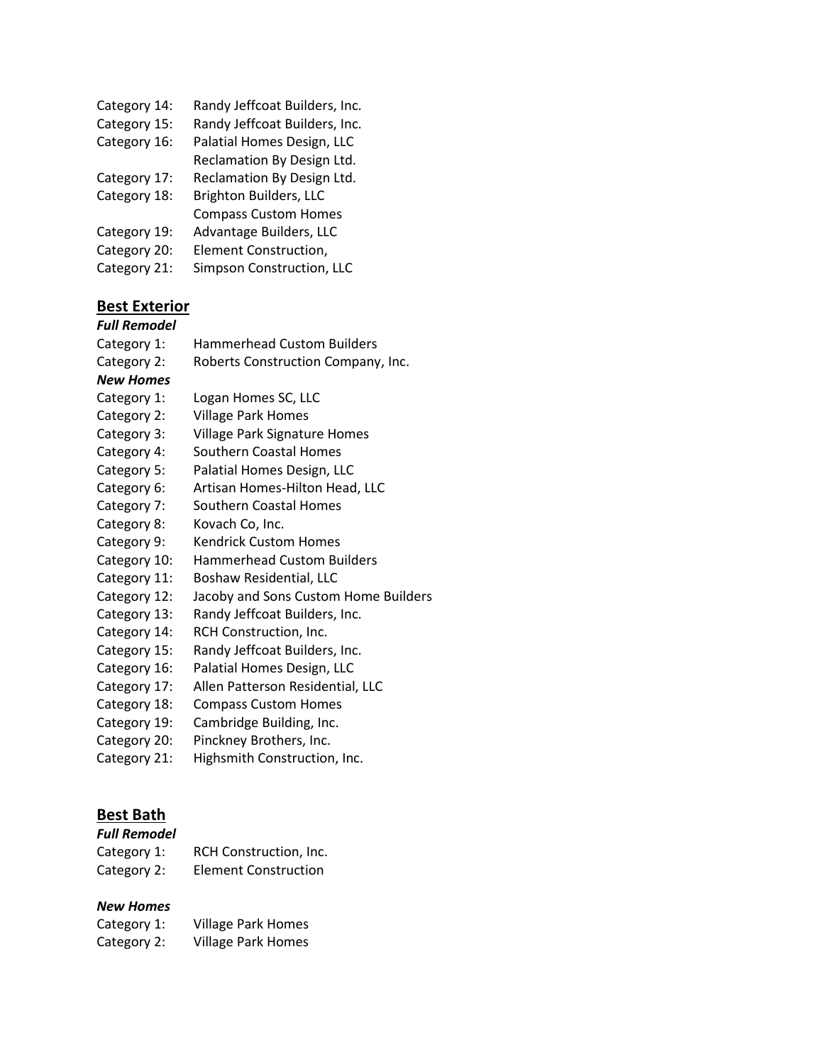Category 14: Randy Jeffcoat Builders, Inc.
Category 15: Randy Jeffcoat Builders, Inc.
Category 16: Palatial Homes Design, LLC
Reclamation By Design Ltd.
Category 17: Reclamation By Design Ltd.
Category 18: Brighton Builders, LLC
Compass Custom Homes
Category 19: Advantage Builders, LLC
Category 20: Element Construction,
Category 21: Simpson Construction, LLC

## Best Exterior

***Full Remodel***

Category 1: Hammerhead Custom Builders
Category 2: Roberts Construction Company, Inc.

***New Homes***

Category 1: Logan Homes SC, LLC
Category 2: Village Park Homes
Category 3: Village Park Signature Homes
Category 4: Southern Coastal Homes
Category 5: Palatial Homes Design, LLC
Category 6: Artisan Homes-Hilton Head, LLC
Category 7: Southern Coastal Homes
Category 8: Kovach Co, Inc.
Category 9: Kendrick Custom Homes
Category 10: Hammerhead Custom Builders
Category 11: Boshaw Residential, LLC
Category 12: Jacoby and Sons Custom Home Builders
Category 13: Randy Jeffcoat Builders, Inc.
Category 14: RCH Construction, Inc.
Category 15: Randy Jeffcoat Builders, Inc.
Category 16: Palatial Homes Design, LLC
Category 17: Allen Patterson Residential, LLC
Category 18: Compass Custom Homes
Category 19: Cambridge Building, Inc.
Category 20: Pinckney Brothers, Inc.
Category 21: Highsmith Construction, Inc.

## Best Bath

***Full Remodel***

Category 1: RCH Construction, Inc.
Category 2: Element Construction

***New Homes***

Category 1: Village Park Homes
Category 2: Village Park Homes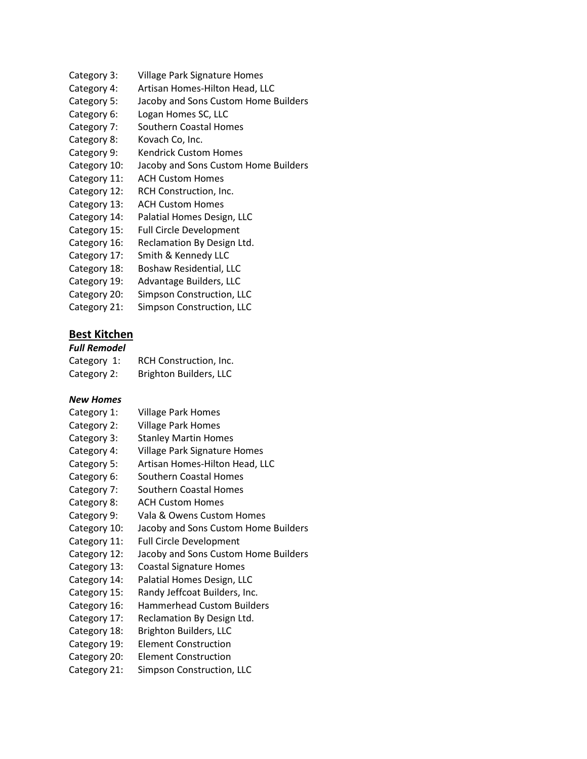Category 3: Village Park Signature Homes
Category 4: Artisan Homes-Hilton Head, LLC
Category 5: Jacoby and Sons Custom Home Builders
Category 6: Logan Homes SC, LLC
Category 7: Southern Coastal Homes
Category 8: Kovach Co, Inc.
Category 9: Kendrick Custom Homes
Category 10: Jacoby and Sons Custom Home Builders
Category 11: ACH Custom Homes
Category 12: RCH Construction, Inc.
Category 13: ACH Custom Homes
Category 14: Palatial Homes Design, LLC
Category 15: Full Circle Development
Category 16: Reclamation By Design Ltd.
Category 17: Smith & Kennedy LLC
Category 18: Boshaw Residential, LLC
Category 19: Advantage Builders, LLC
Category 20: Simpson Construction, LLC
Category 21: Simpson Construction, LLC

## Best Kitchen

***Full Remodel***

Category 1: RCH Construction, Inc.
Category 2: Brighton Builders, LLC

***New Homes***

Category 1: Village Park Homes
Category 2: Village Park Homes
Category 3: Stanley Martin Homes
Category 4: Village Park Signature Homes
Category 5: Artisan Homes-Hilton Head, LLC
Category 6: Southern Coastal Homes
Category 7: Southern Coastal Homes
Category 8: ACH Custom Homes
Category 9: Vala & Owens Custom Homes
Category 10: Jacoby and Sons Custom Home Builders
Category 11: Full Circle Development
Category 12: Jacoby and Sons Custom Home Builders
Category 13: Coastal Signature Homes
Category 14: Palatial Homes Design, LLC
Category 15: Randy Jeffcoat Builders, Inc.
Category 16: Hammerhead Custom Builders
Category 17: Reclamation By Design Ltd.
Category 18: Brighton Builders, LLC
Category 19: Element Construction
Category 20: Element Construction
Category 21: Simpson Construction, LLC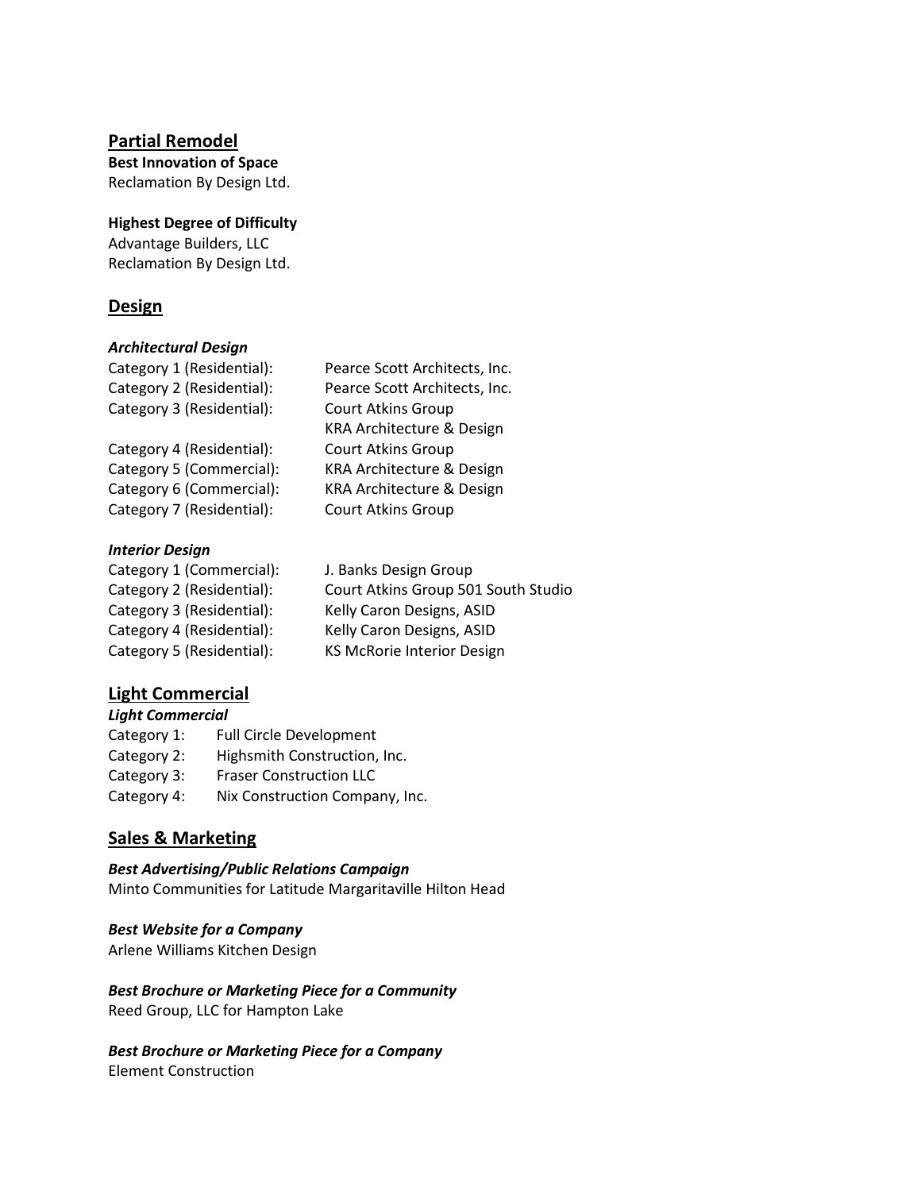## Partial Remodel

**Best Innovation of Space**
Reclamation By Design Ltd.

**Highest Degree of Difficulty**
Advantage Builders, LLC
Reclamation By Design Ltd.

## Design

### *Architectural Design*

| | |
|---|---|
| Category 1 (Residential): | Pearce Scott Architects, Inc. |
| Category 2 (Residential): | Pearce Scott Architects, Inc. |
| Category 3 (Residential): | Court Atkins Group<br>KRA Architecture & Design |
| Category 4 (Residential): | Court Atkins Group |
| Category 5 (Commercial): | KRA Architecture & Design |
| Category 6 (Commercial): | KRA Architecture & Design |
| Category 7 (Residential): | Court Atkins Group |

### *Interior Design*

| | |
|---|---|
| Category 1 (Commercial): | J. Banks Design Group |
| Category 2 (Residential): | Court Atkins Group 501 South Studio |
| Category 3 (Residential): | Kelly Caron Designs, ASID |
| Category 4 (Residential): | Kelly Caron Designs, ASID |
| Category 5 (Residential): | KS McRorie Interior Design |

## Light Commercial

### *Light Commercial*

| | |
|---|---|
| Category 1: | Full Circle Development |
| Category 2: | Highsmith Construction, Inc. |
| Category 3: | Fraser Construction LLC |
| Category 4: | Nix Construction Company, Inc. |

## Sales & Marketing

***Best Advertising/Public Relations Campaign***
Minto Communities for Latitude Margaritaville Hilton Head

***Best Website for a Company***
Arlene Williams Kitchen Design

***Best Brochure or Marketing Piece for a Community***
Reed Group, LLC for Hampton Lake

***Best Brochure or Marketing Piece for a Company***
Element Construction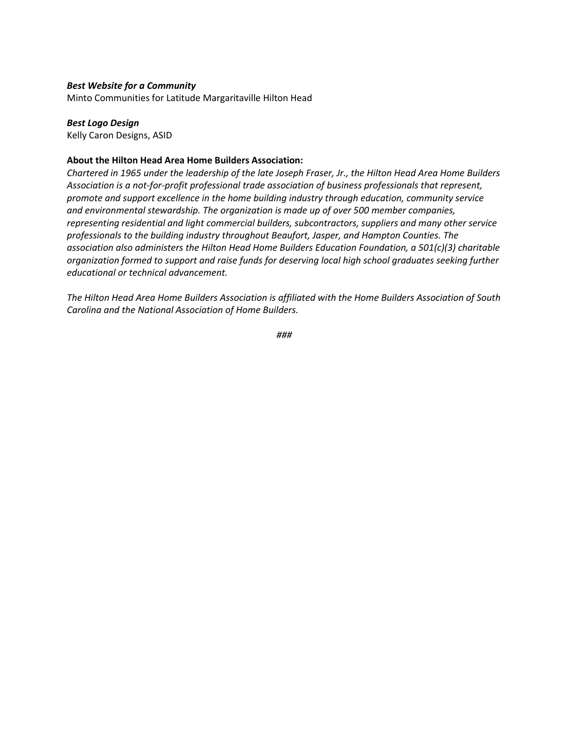***Best Website for a Community***
Minto Communities for Latitude Margaritaville Hilton Head

***Best Logo Design***
Kelly Caron Designs, ASID

**About the Hilton Head Area Home Builders Association:**
*Chartered in 1965 under the leadership of the late Joseph Fraser, Jr., the Hilton Head Area Home Builders Association is a not-for-profit professional trade association of business professionals that represent, promote and support excellence in the home building industry through education, community service and environmental stewardship. The organization is made up of over 500 member companies, representing residential and light commercial builders, subcontractors, suppliers and many other service professionals to the building industry throughout Beaufort, Jasper, and Hampton Counties. The association also administers the Hilton Head Home Builders Education Foundation, a 501(c)(3) charitable organization formed to support and raise funds for deserving local high school graduates seeking further educational or technical advancement.*

*The Hilton Head Area Home Builders Association is affiliated with the Home Builders Association of South Carolina and the National Association of Home Builders.*

*###*